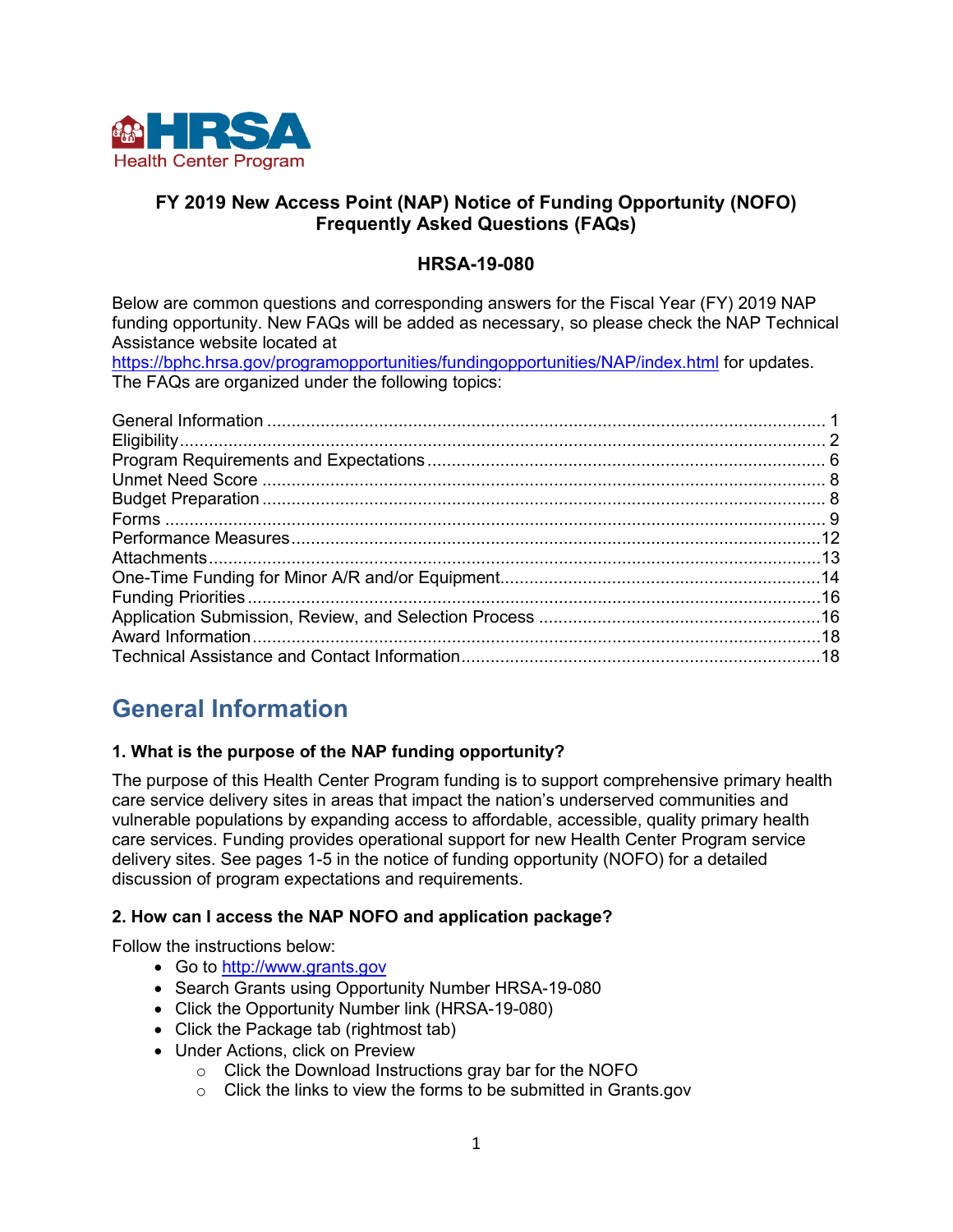HRSA Health Center Program

# FY 2019 New Access Point (NAP) Notice of Funding Opportunity (NOFO) Frequently Asked Questions (FAQs)

## HRSA-19-080

Below are common questions and corresponding answers for the Fiscal Year (FY) 2019 NAP funding opportunity. New FAQs will be added as necessary, so please check the NAP Technical Assistance website located at https://bphc.hrsa.gov/programopportunities/fundingopportunities/NAP/index.html for updates. The FAQs are organized under the following topics:

| Topic | Page |
|---|---|
| General Information | 1 |
| Eligibility | 2 |
| Program Requirements and Expectations | 6 |
| Unmet Need Score | 8 |
| Budget Preparation | 8 |
| Forms | 9 |
| Performance Measures | 12 |
| Attachments | 13 |
| One-Time Funding for Minor A/R and/or Equipment | 14 |
| Funding Priorities | 16 |
| Application Submission, Review, and Selection Process | 16 |
| Award Information | 18 |
| Technical Assistance and Contact Information | 18 |

## General Information

### 1. What is the purpose of the NAP funding opportunity?

The purpose of this Health Center Program funding is to support comprehensive primary health care service delivery sites in areas that impact the nation's underserved communities and vulnerable populations by expanding access to affordable, accessible, quality primary health care services. Funding provides operational support for new Health Center Program service delivery sites. See pages 1-5 in the notice of funding opportunity (NOFO) for a detailed discussion of program expectations and requirements.

### 2. How can I access the NAP NOFO and application package?

Follow the instructions below:

- Go to http://www.grants.gov
- Search Grants using Opportunity Number HRSA-19-080
- Click the Opportunity Number link (HRSA-19-080)
- Click the Package tab (rightmost tab)
- Under Actions, click on Preview
  - Click the Download Instructions gray bar for the NOFO
  - Click the links to view the forms to be submitted in Grants.gov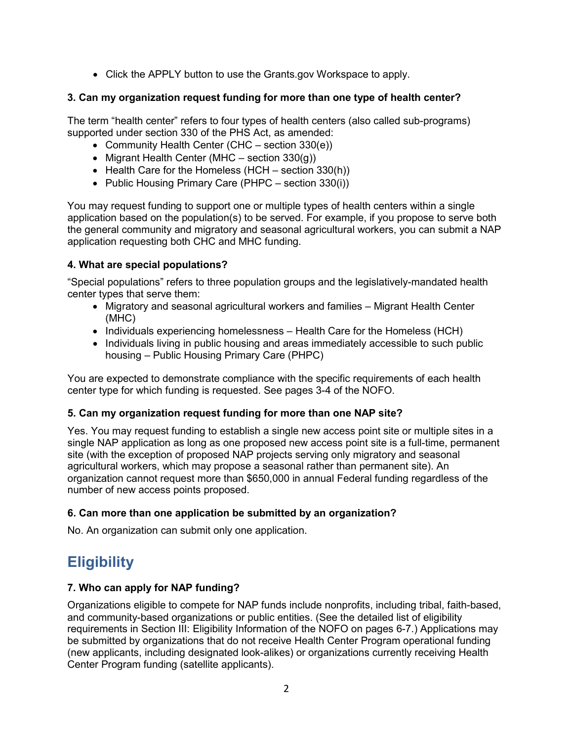- Click the APPLY button to use the Grants.gov Workspace to apply.

**3. Can my organization request funding for more than one type of health center?**

The term "health center" refers to four types of health centers (also called sub-programs) supported under section 330 of the PHS Act, as amended:

- Community Health Center (CHC – section 330(e))
- Migrant Health Center (MHC – section 330(g))
- Health Care for the Homeless (HCH – section 330(h))
- Public Housing Primary Care (PHPC – section 330(i))

You may request funding to support one or multiple types of health centers within a single application based on the population(s) to be served. For example, if you propose to serve both the general community and migratory and seasonal agricultural workers, you can submit a NAP application requesting both CHC and MHC funding.

**4. What are special populations?**

"Special populations" refers to three population groups and the legislatively-mandated health center types that serve them:

- Migratory and seasonal agricultural workers and families – Migrant Health Center (MHC)
- Individuals experiencing homelessness – Health Care for the Homeless (HCH)
- Individuals living in public housing and areas immediately accessible to such public housing – Public Housing Primary Care (PHPC)

You are expected to demonstrate compliance with the specific requirements of each health center type for which funding is requested. See pages 3-4 of the NOFO.

**5. Can my organization request funding for more than one NAP site?**

Yes. You may request funding to establish a single new access point site or multiple sites in a single NAP application as long as one proposed new access point site is a full-time, permanent site (with the exception of proposed NAP projects serving only migratory and seasonal agricultural workers, which may propose a seasonal rather than permanent site). An organization cannot request more than $650,000 in annual Federal funding regardless of the number of new access points proposed.

**6. Can more than one application be submitted by an organization?**

No. An organization can submit only one application.

## Eligibility

**7. Who can apply for NAP funding?**

Organizations eligible to compete for NAP funds include nonprofits, including tribal, faith-based, and community-based organizations or public entities. (See the detailed list of eligibility requirements in Section III: Eligibility Information of the NOFO on pages 6-7.) Applications may be submitted by organizations that do not receive Health Center Program operational funding (new applicants, including designated look-alikes) or organizations currently receiving Health Center Program funding (satellite applicants).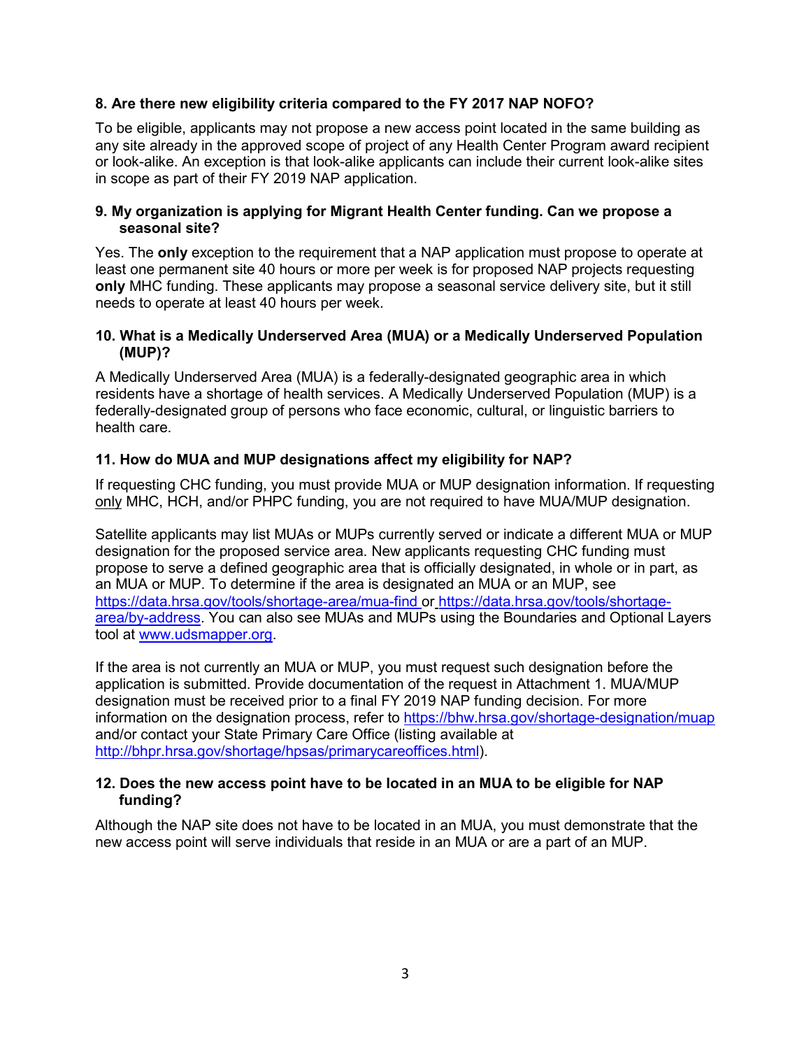**8. Are there new eligibility criteria compared to the FY 2017 NAP NOFO?**

To be eligible, applicants may not propose a new access point located in the same building as any site already in the approved scope of project of any Health Center Program award recipient or look-alike. An exception is that look-alike applicants can include their current look-alike sites in scope as part of their FY 2019 NAP application.

**9. My organization is applying for Migrant Health Center funding. Can we propose a seasonal site?**

Yes. The **only** exception to the requirement that a NAP application must propose to operate at least one permanent site 40 hours or more per week is for proposed NAP projects requesting **only** MHC funding. These applicants may propose a seasonal service delivery site, but it still needs to operate at least 40 hours per week.

**10. What is a Medically Underserved Area (MUA) or a Medically Underserved Population (MUP)?**

A Medically Underserved Area (MUA) is a federally-designated geographic area in which residents have a shortage of health services. A Medically Underserved Population (MUP) is a federally-designated group of persons who face economic, cultural, or linguistic barriers to health care.

**11. How do MUA and MUP designations affect my eligibility for NAP?**

If requesting CHC funding, you must provide MUA or MUP designation information. If requesting only MHC, HCH, and/or PHPC funding, you are not required to have MUA/MUP designation.

Satellite applicants may list MUAs or MUPs currently served or indicate a different MUA or MUP designation for the proposed service area. New applicants requesting CHC funding must propose to serve a defined geographic area that is officially designated, in whole or in part, as an MUA or MUP. To determine if the area is designated an MUA or an MUP, see https://data.hrsa.gov/tools/shortage-area/mua-find or https://data.hrsa.gov/tools/shortage-area/by-address. You can also see MUAs and MUPs using the Boundaries and Optional Layers tool at www.udsmapper.org.

If the area is not currently an MUA or MUP, you must request such designation before the application is submitted. Provide documentation of the request in Attachment 1. MUA/MUP designation must be received prior to a final FY 2019 NAP funding decision. For more information on the designation process, refer to https://bhw.hrsa.gov/shortage-designation/muap and/or contact your State Primary Care Office (listing available at http://bhpr.hrsa.gov/shortage/hpsas/primarycareoffices.html).

**12. Does the new access point have to be located in an MUA to be eligible for NAP funding?**

Although the NAP site does not have to be located in an MUA, you must demonstrate that the new access point will serve individuals that reside in an MUA or are a part of an MUP.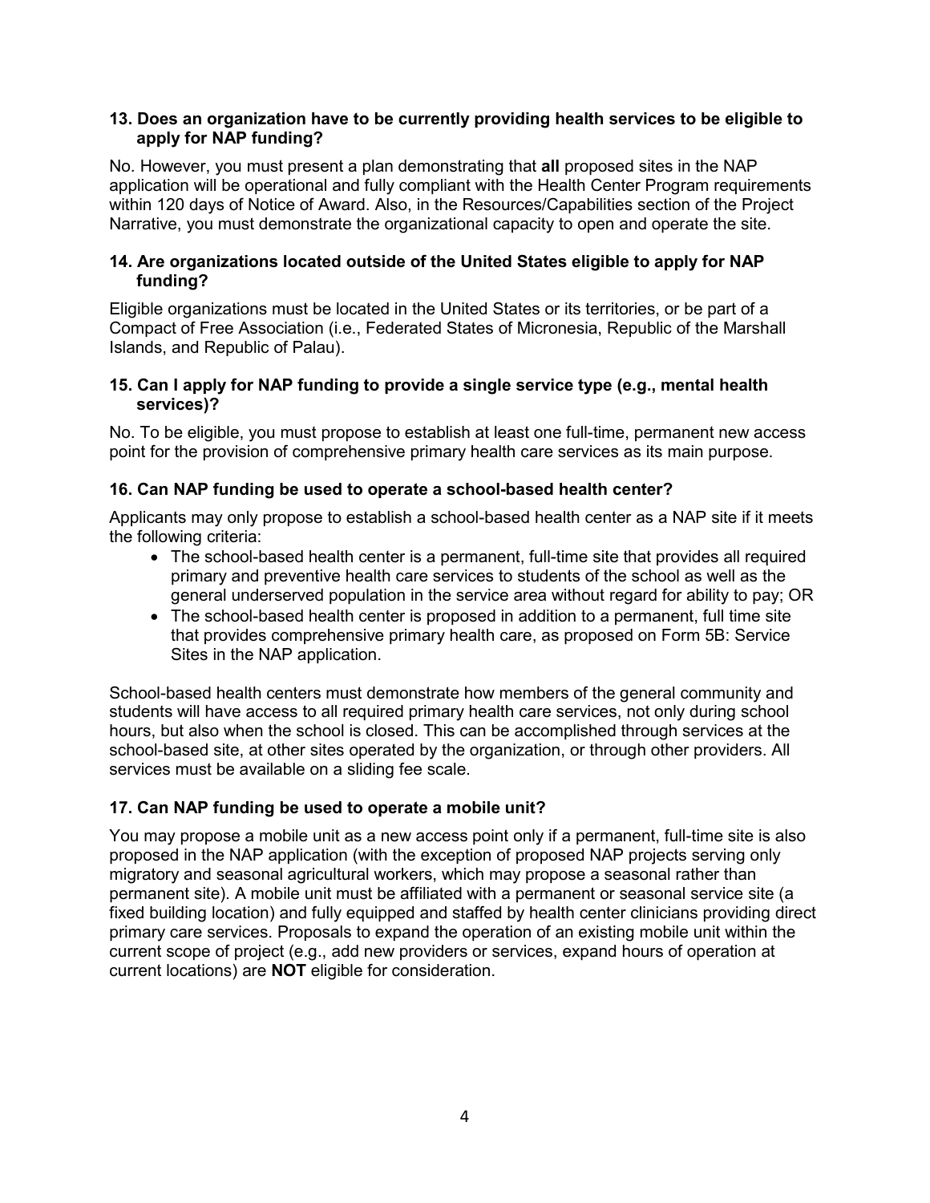**13. Does an organization have to be currently providing health services to be eligible to apply for NAP funding?**

No. However, you must present a plan demonstrating that **all** proposed sites in the NAP application will be operational and fully compliant with the Health Center Program requirements within 120 days of Notice of Award. Also, in the Resources/Capabilities section of the Project Narrative, you must demonstrate the organizational capacity to open and operate the site.

**14. Are organizations located outside of the United States eligible to apply for NAP funding?**

Eligible organizations must be located in the United States or its territories, or be part of a Compact of Free Association (i.e., Federated States of Micronesia, Republic of the Marshall Islands, and Republic of Palau).

**15. Can I apply for NAP funding to provide a single service type (e.g., mental health services)?**

No. To be eligible, you must propose to establish at least one full-time, permanent new access point for the provision of comprehensive primary health care services as its main purpose.

**16. Can NAP funding be used to operate a school-based health center?**

Applicants may only propose to establish a school-based health center as a NAP site if it meets the following criteria:

- The school-based health center is a permanent, full-time site that provides all required primary and preventive health care services to students of the school as well as the general underserved population in the service area without regard for ability to pay; OR
- The school-based health center is proposed in addition to a permanent, full time site that provides comprehensive primary health care, as proposed on Form 5B: Service Sites in the NAP application.

School-based health centers must demonstrate how members of the general community and students will have access to all required primary health care services, not only during school hours, but also when the school is closed. This can be accomplished through services at the school-based site, at other sites operated by the organization, or through other providers. All services must be available on a sliding fee scale.

**17. Can NAP funding be used to operate a mobile unit?**

You may propose a mobile unit as a new access point only if a permanent, full-time site is also proposed in the NAP application (with the exception of proposed NAP projects serving only migratory and seasonal agricultural workers, which may propose a seasonal rather than permanent site). A mobile unit must be affiliated with a permanent or seasonal service site (a fixed building location) and fully equipped and staffed by health center clinicians providing direct primary care services. Proposals to expand the operation of an existing mobile unit within the current scope of project (e.g., add new providers or services, expand hours of operation at current locations) are **NOT** eligible for consideration.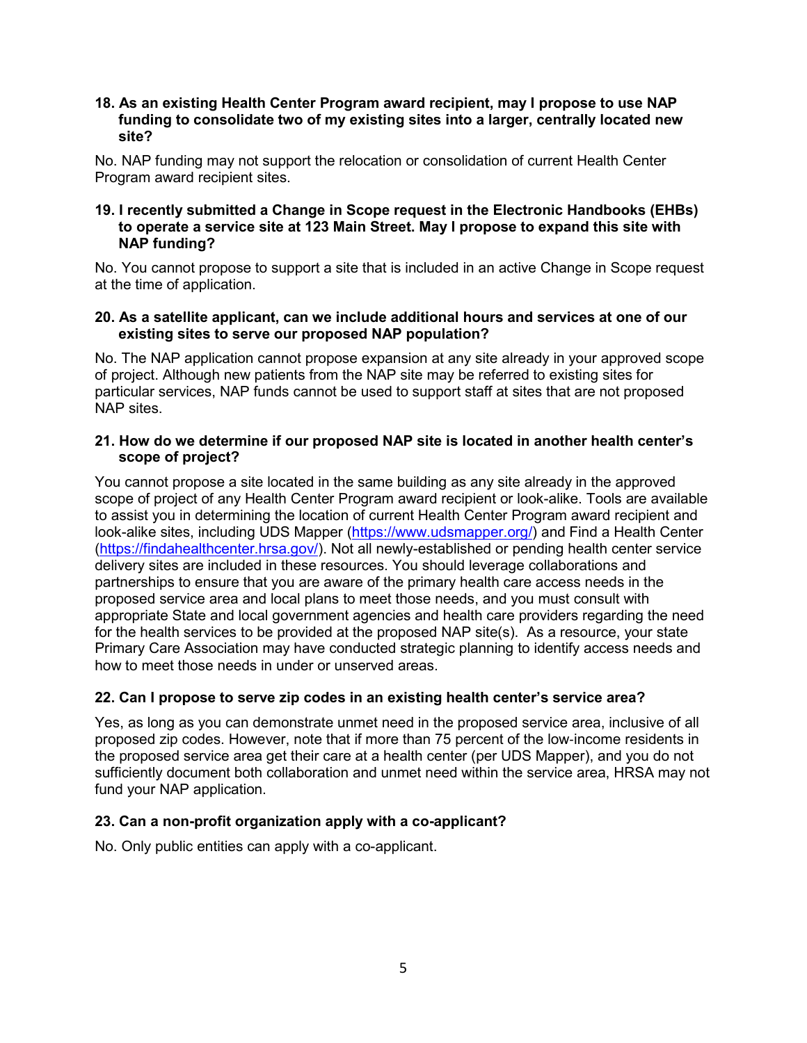**18. As an existing Health Center Program award recipient, may I propose to use NAP funding to consolidate two of my existing sites into a larger, centrally located new site?**

No. NAP funding may not support the relocation or consolidation of current Health Center Program award recipient sites.

**19. I recently submitted a Change in Scope request in the Electronic Handbooks (EHBs) to operate a service site at 123 Main Street. May I propose to expand this site with NAP funding?**

No. You cannot propose to support a site that is included in an active Change in Scope request at the time of application.

**20. As a satellite applicant, can we include additional hours and services at one of our existing sites to serve our proposed NAP population?**

No. The NAP application cannot propose expansion at any site already in your approved scope of project. Although new patients from the NAP site may be referred to existing sites for particular services, NAP funds cannot be used to support staff at sites that are not proposed NAP sites.

**21. How do we determine if our proposed NAP site is located in another health center's scope of project?**

You cannot propose a site located in the same building as any site already in the approved scope of project of any Health Center Program award recipient or look-alike. Tools are available to assist you in determining the location of current Health Center Program award recipient and look-alike sites, including UDS Mapper (https://www.udsmapper.org/) and Find a Health Center (https://findahealthcenter.hrsa.gov/). Not all newly-established or pending health center service delivery sites are included in these resources. You should leverage collaborations and partnerships to ensure that you are aware of the primary health care access needs in the proposed service area and local plans to meet those needs, and you must consult with appropriate State and local government agencies and health care providers regarding the need for the health services to be provided at the proposed NAP site(s). As a resource, your state Primary Care Association may have conducted strategic planning to identify access needs and how to meet those needs in under or unserved areas.

**22. Can I propose to serve zip codes in an existing health center's service area?**

Yes, as long as you can demonstrate unmet need in the proposed service area, inclusive of all proposed zip codes. However, note that if more than 75 percent of the low-income residents in the proposed service area get their care at a health center (per UDS Mapper), and you do not sufficiently document both collaboration and unmet need within the service area, HRSA may not fund your NAP application.

**23. Can a non-profit organization apply with a co-applicant?**

No. Only public entities can apply with a co-applicant.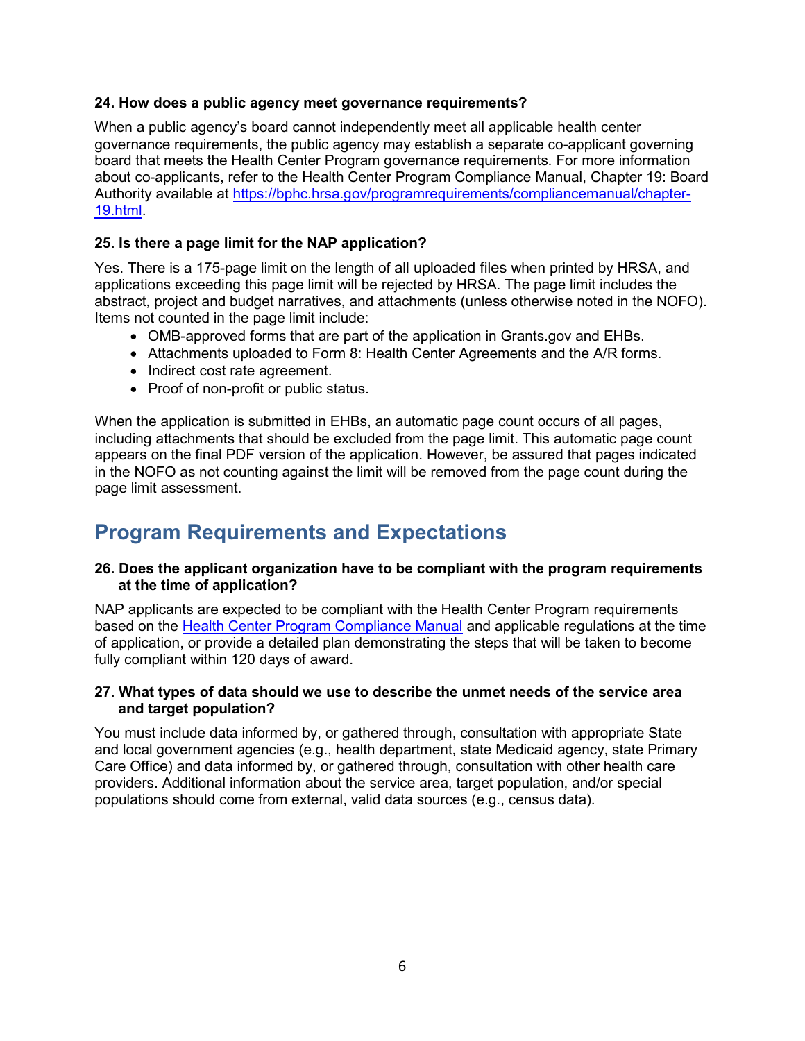**24. How does a public agency meet governance requirements?**

When a public agency's board cannot independently meet all applicable health center governance requirements, the public agency may establish a separate co-applicant governing board that meets the Health Center Program governance requirements. For more information about co-applicants, refer to the Health Center Program Compliance Manual, Chapter 19: Board Authority available at [https://bphc.hrsa.gov/programrequirements/compliancemanual/chapter-19.html](https://bphc.hrsa.gov/programrequirements/compliancemanual/chapter-19.html).

**25. Is there a page limit for the NAP application?**

Yes. There is a 175-page limit on the length of all uploaded files when printed by HRSA, and applications exceeding this page limit will be rejected by HRSA. The page limit includes the abstract, project and budget narratives, and attachments (unless otherwise noted in the NOFO). Items not counted in the page limit include:

- OMB-approved forms that are part of the application in Grants.gov and EHBs.
- Attachments uploaded to Form 8: Health Center Agreements and the A/R forms.
- Indirect cost rate agreement.
- Proof of non-profit or public status.

When the application is submitted in EHBs, an automatic page count occurs of all pages, including attachments that should be excluded from the page limit. This automatic page count appears on the final PDF version of the application. However, be assured that pages indicated in the NOFO as not counting against the limit will be removed from the page count during the page limit assessment.

## Program Requirements and Expectations

**26. Does the applicant organization have to be compliant with the program requirements at the time of application?**

NAP applicants are expected to be compliant with the Health Center Program requirements based on the Health Center Program Compliance Manual and applicable regulations at the time of application, or provide a detailed plan demonstrating the steps that will be taken to become fully compliant within 120 days of award.

**27. What types of data should we use to describe the unmet needs of the service area and target population?**

You must include data informed by, or gathered through, consultation with appropriate State and local government agencies (e.g., health department, state Medicaid agency, state Primary Care Office) and data informed by, or gathered through, consultation with other health care providers. Additional information about the service area, target population, and/or special populations should come from external, valid data sources (e.g., census data).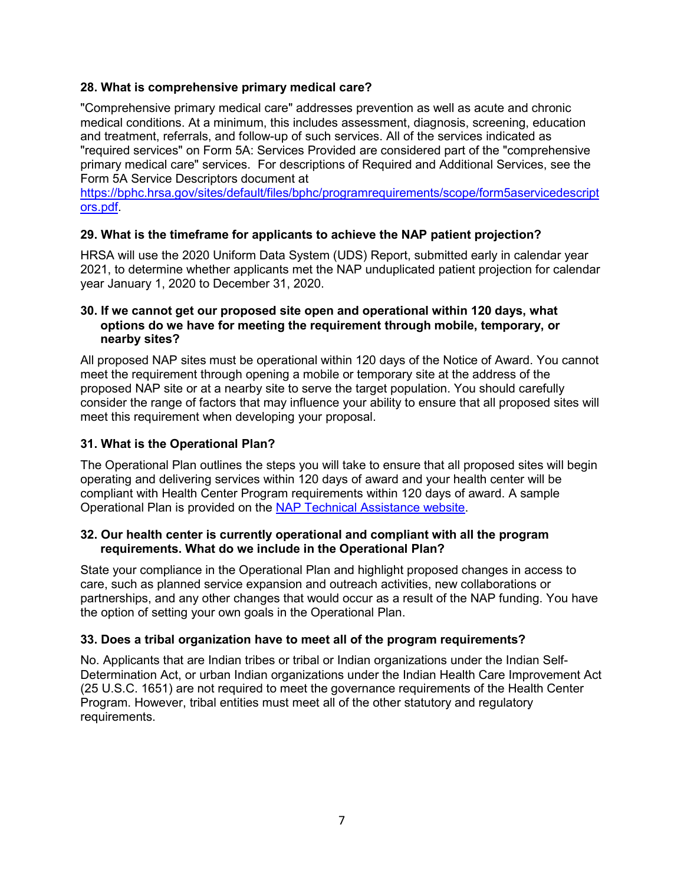**28. What is comprehensive primary medical care?**

"Comprehensive primary medical care" addresses prevention as well as acute and chronic medical conditions. At a minimum, this includes assessment, diagnosis, screening, education and treatment, referrals, and follow-up of such services. All of the services indicated as "required services" on Form 5A: Services Provided are considered part of the "comprehensive primary medical care" services. For descriptions of Required and Additional Services, see the Form 5A Service Descriptors document at [https://bphc.hrsa.gov/sites/default/files/bphc/programrequirements/scope/form5aservicedescriptors.pdf](https://bphc.hrsa.gov/sites/default/files/bphc/programrequirements/scope/form5aservicedescriptors.pdf).

**29. What is the timeframe for applicants to achieve the NAP patient projection?**

HRSA will use the 2020 Uniform Data System (UDS) Report, submitted early in calendar year 2021, to determine whether applicants met the NAP unduplicated patient projection for calendar year January 1, 2020 to December 31, 2020.

**30. If we cannot get our proposed site open and operational within 120 days, what options do we have for meeting the requirement through mobile, temporary, or nearby sites?**

All proposed NAP sites must be operational within 120 days of the Notice of Award. You cannot meet the requirement through opening a mobile or temporary site at the address of the proposed NAP site or at a nearby site to serve the target population. You should carefully consider the range of factors that may influence your ability to ensure that all proposed sites will meet this requirement when developing your proposal.

**31. What is the Operational Plan?**

The Operational Plan outlines the steps you will take to ensure that all proposed sites will begin operating and delivering services within 120 days of award and your health center will be compliant with Health Center Program requirements within 120 days of award. A sample Operational Plan is provided on the NAP Technical Assistance website.

**32. Our health center is currently operational and compliant with all the program requirements. What do we include in the Operational Plan?**

State your compliance in the Operational Plan and highlight proposed changes in access to care, such as planned service expansion and outreach activities, new collaborations or partnerships, and any other changes that would occur as a result of the NAP funding. You have the option of setting your own goals in the Operational Plan.

**33. Does a tribal organization have to meet all of the program requirements?**

No. Applicants that are Indian tribes or tribal or Indian organizations under the Indian Self-Determination Act, or urban Indian organizations under the Indian Health Care Improvement Act (25 U.S.C. 1651) are not required to meet the governance requirements of the Health Center Program. However, tribal entities must meet all of the other statutory and regulatory requirements.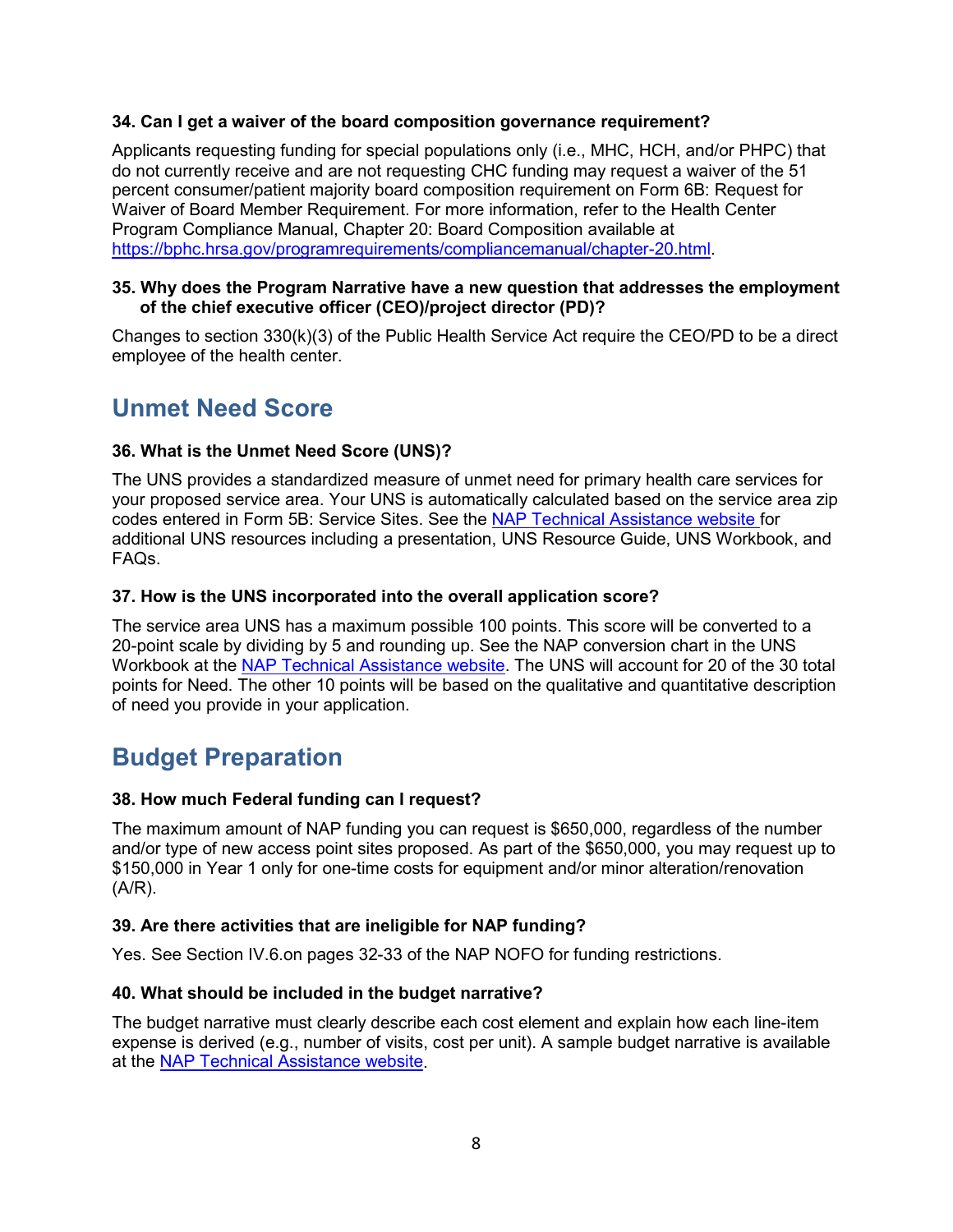**34. Can I get a waiver of the board composition governance requirement?**

Applicants requesting funding for special populations only (i.e., MHC, HCH, and/or PHPC) that do not currently receive and are not requesting CHC funding may request a waiver of the 51 percent consumer/patient majority board composition requirement on Form 6B: Request for Waiver of Board Member Requirement. For more information, refer to the Health Center Program Compliance Manual, Chapter 20: Board Composition available at [https://bphc.hrsa.gov/programrequirements/compliancemanual/chapter-20.html](https://bphc.hrsa.gov/programrequirements/compliancemanual/chapter-20.html).

**35. Why does the Program Narrative have a new question that addresses the employment of the chief executive officer (CEO)/project director (PD)?**

Changes to section 330(k)(3) of the Public Health Service Act require the CEO/PD to be a direct employee of the health center.

## Unmet Need Score

**36. What is the Unmet Need Score (UNS)?**

The UNS provides a standardized measure of unmet need for primary health care services for your proposed service area. Your UNS is automatically calculated based on the service area zip codes entered in Form 5B: Service Sites. See the NAP Technical Assistance website for additional UNS resources including a presentation, UNS Resource Guide, UNS Workbook, and FAQs.

**37. How is the UNS incorporated into the overall application score?**

The service area UNS has a maximum possible 100 points. This score will be converted to a 20-point scale by dividing by 5 and rounding up. See the NAP conversion chart in the UNS Workbook at the NAP Technical Assistance website. The UNS will account for 20 of the 30 total points for Need. The other 10 points will be based on the qualitative and quantitative description of need you provide in your application.

## Budget Preparation

**38. How much Federal funding can I request?**

The maximum amount of NAP funding you can request is $650,000, regardless of the number and/or type of new access point sites proposed. As part of the $650,000, you may request up to $150,000 in Year 1 only for one-time costs for equipment and/or minor alteration/renovation (A/R).

**39. Are there activities that are ineligible for NAP funding?**

Yes. See Section IV.6.on pages 32-33 of the NAP NOFO for funding restrictions.

**40. What should be included in the budget narrative?**

The budget narrative must clearly describe each cost element and explain how each line-item expense is derived (e.g., number of visits, cost per unit). A sample budget narrative is available at the NAP Technical Assistance website.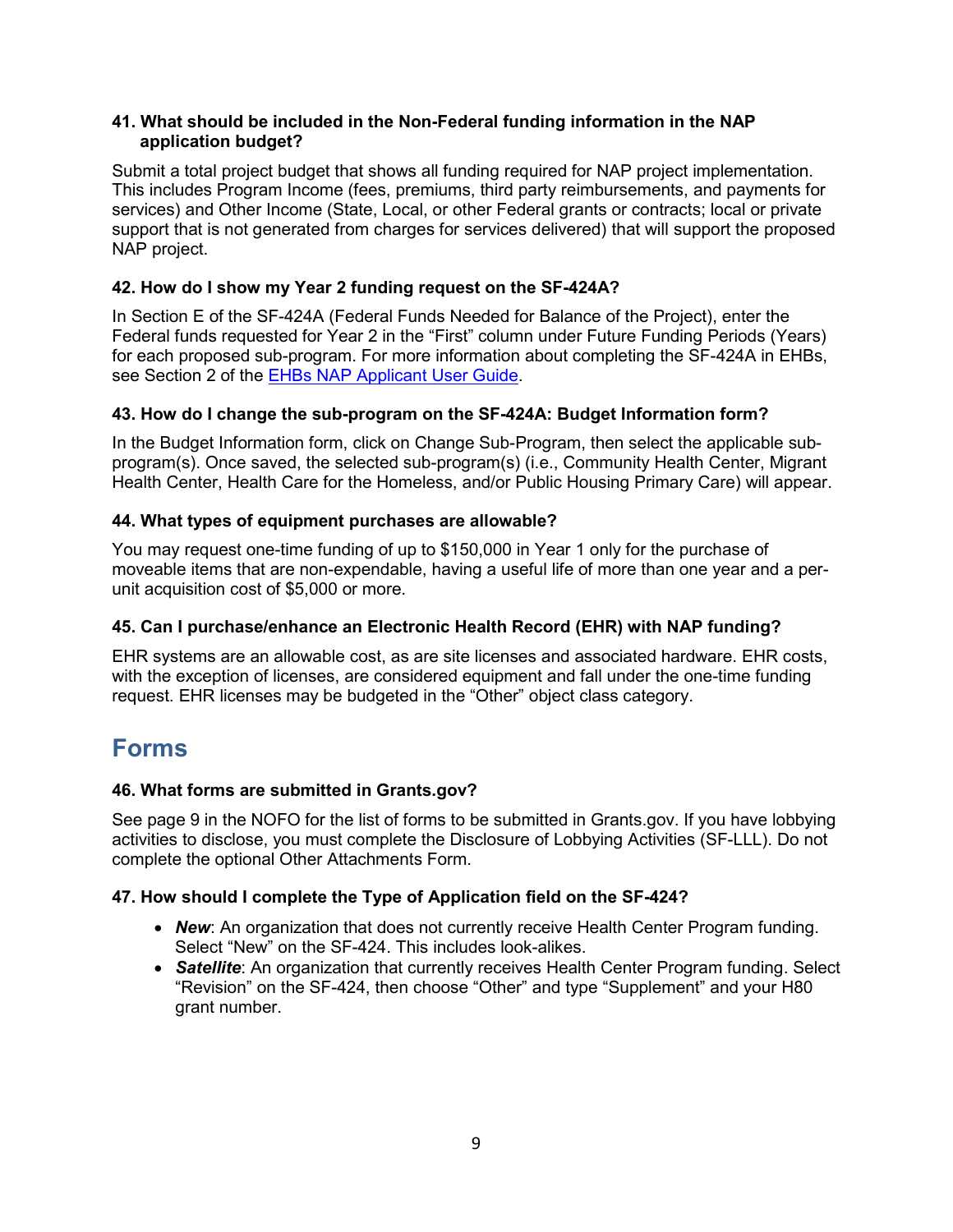**41. What should be included in the Non-Federal funding information in the NAP application budget?**

Submit a total project budget that shows all funding required for NAP project implementation. This includes Program Income (fees, premiums, third party reimbursements, and payments for services) and Other Income (State, Local, or other Federal grants or contracts; local or private support that is not generated from charges for services delivered) that will support the proposed NAP project.

**42. How do I show my Year 2 funding request on the SF-424A?**

In Section E of the SF-424A (Federal Funds Needed for Balance of the Project), enter the Federal funds requested for Year 2 in the "First" column under Future Funding Periods (Years) for each proposed sub-program. For more information about completing the SF-424A in EHBs, see Section 2 of the EHBs NAP Applicant User Guide.

**43. How do I change the sub-program on the SF-424A: Budget Information form?**

In the Budget Information form, click on Change Sub-Program, then select the applicable sub-program(s). Once saved, the selected sub-program(s) (i.e., Community Health Center, Migrant Health Center, Health Care for the Homeless, and/or Public Housing Primary Care) will appear.

**44. What types of equipment purchases are allowable?**

You may request one-time funding of up to $150,000 in Year 1 only for the purchase of moveable items that are non-expendable, having a useful life of more than one year and a per-unit acquisition cost of $5,000 or more.

**45. Can I purchase/enhance an Electronic Health Record (EHR) with NAP funding?**

EHR systems are an allowable cost, as are site licenses and associated hardware. EHR costs, with the exception of licenses, are considered equipment and fall under the one-time funding request. EHR licenses may be budgeted in the "Other" object class category.

## Forms

**46. What forms are submitted in Grants.gov?**

See page 9 in the NOFO for the list of forms to be submitted in Grants.gov. If you have lobbying activities to disclose, you must complete the Disclosure of Lobbying Activities (SF-LLL). Do not complete the optional Other Attachments Form.

**47. How should I complete the Type of Application field on the SF-424?**

- ***New***: An organization that does not currently receive Health Center Program funding. Select "New" on the SF-424. This includes look-alikes.
- ***Satellite***: An organization that currently receives Health Center Program funding. Select "Revision" on the SF-424, then choose "Other" and type "Supplement" and your H80 grant number.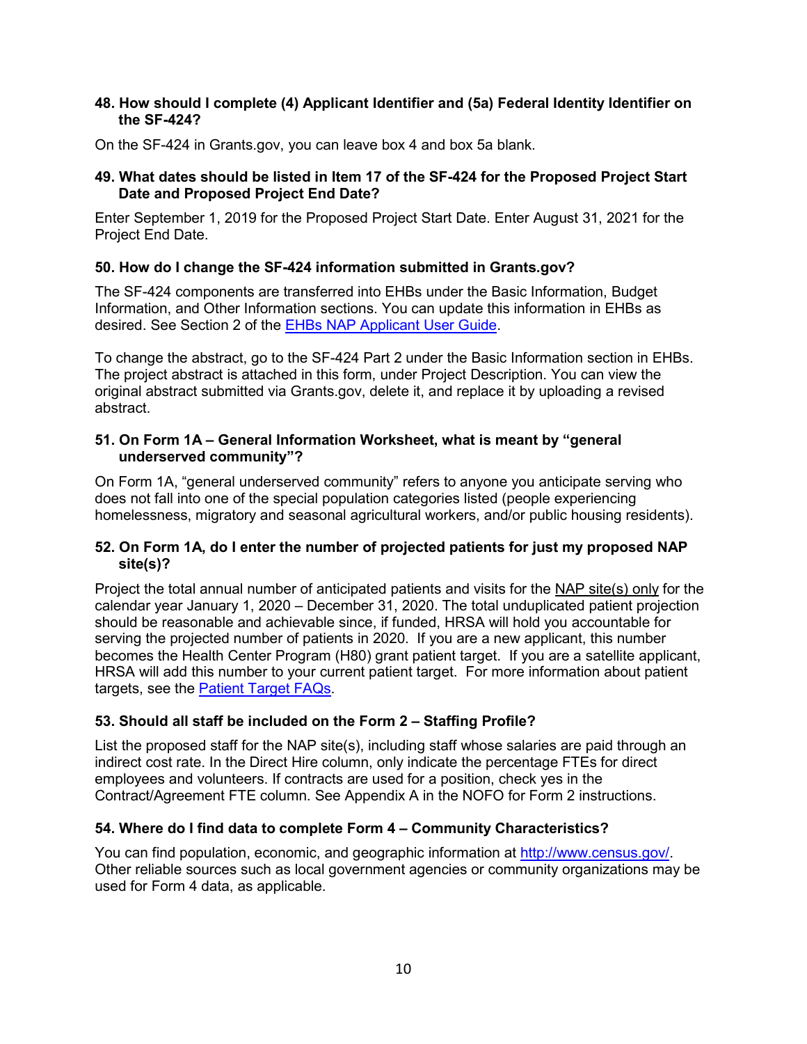### 48. How should I complete (4) Applicant Identifier and (5a) Federal Identity Identifier on the SF-424?

On the SF-424 in Grants.gov, you can leave box 4 and box 5a blank.

### 49. What dates should be listed in Item 17 of the SF-424 for the Proposed Project Start Date and Proposed Project End Date?

Enter September 1, 2019 for the Proposed Project Start Date. Enter August 31, 2021 for the Project End Date.

### 50. How do I change the SF-424 information submitted in Grants.gov?

The SF-424 components are transferred into EHBs under the Basic Information, Budget Information, and Other Information sections. You can update this information in EHBs as desired. See Section 2 of the [EHBs NAP Applicant User Guide](#).

To change the abstract, go to the SF-424 Part 2 under the Basic Information section in EHBs. The project abstract is attached in this form, under Project Description. You can view the original abstract submitted via Grants.gov, delete it, and replace it by uploading a revised abstract.

### 51. On Form 1A – General Information Worksheet, what is meant by "general underserved community"?

On Form 1A, "general underserved community" refers to anyone you anticipate serving who does not fall into one of the special population categories listed (people experiencing homelessness, migratory and seasonal agricultural workers, and/or public housing residents).

### 52. On Form 1A, do I enter the number of projected patients for just my proposed NAP site(s)?

Project the total annual number of anticipated patients and visits for the <u>NAP site(s) only</u> for the calendar year January 1, 2020 – December 31, 2020. The total unduplicated patient projection should be reasonable and achievable since, if funded, HRSA will hold you accountable for serving the projected number of patients in 2020. If you are a new applicant, this number becomes the Health Center Program (H80) grant patient target. If you are a satellite applicant, HRSA will add this number to your current patient target. For more information about patient targets, see the [Patient Target FAQs](#).

### 53. Should all staff be included on the Form 2 – Staffing Profile?

List the proposed staff for the NAP site(s), including staff whose salaries are paid through an indirect cost rate. In the Direct Hire column, only indicate the percentage FTEs for direct employees and volunteers. If contracts are used for a position, check yes in the Contract/Agreement FTE column. See Appendix A in the NOFO for Form 2 instructions.

### 54. Where do I find data to complete Form 4 – Community Characteristics?

You can find population, economic, and geographic information at [http://www.census.gov/](http://www.census.gov/). Other reliable sources such as local government agencies or community organizations may be used for Form 4 data, as applicable.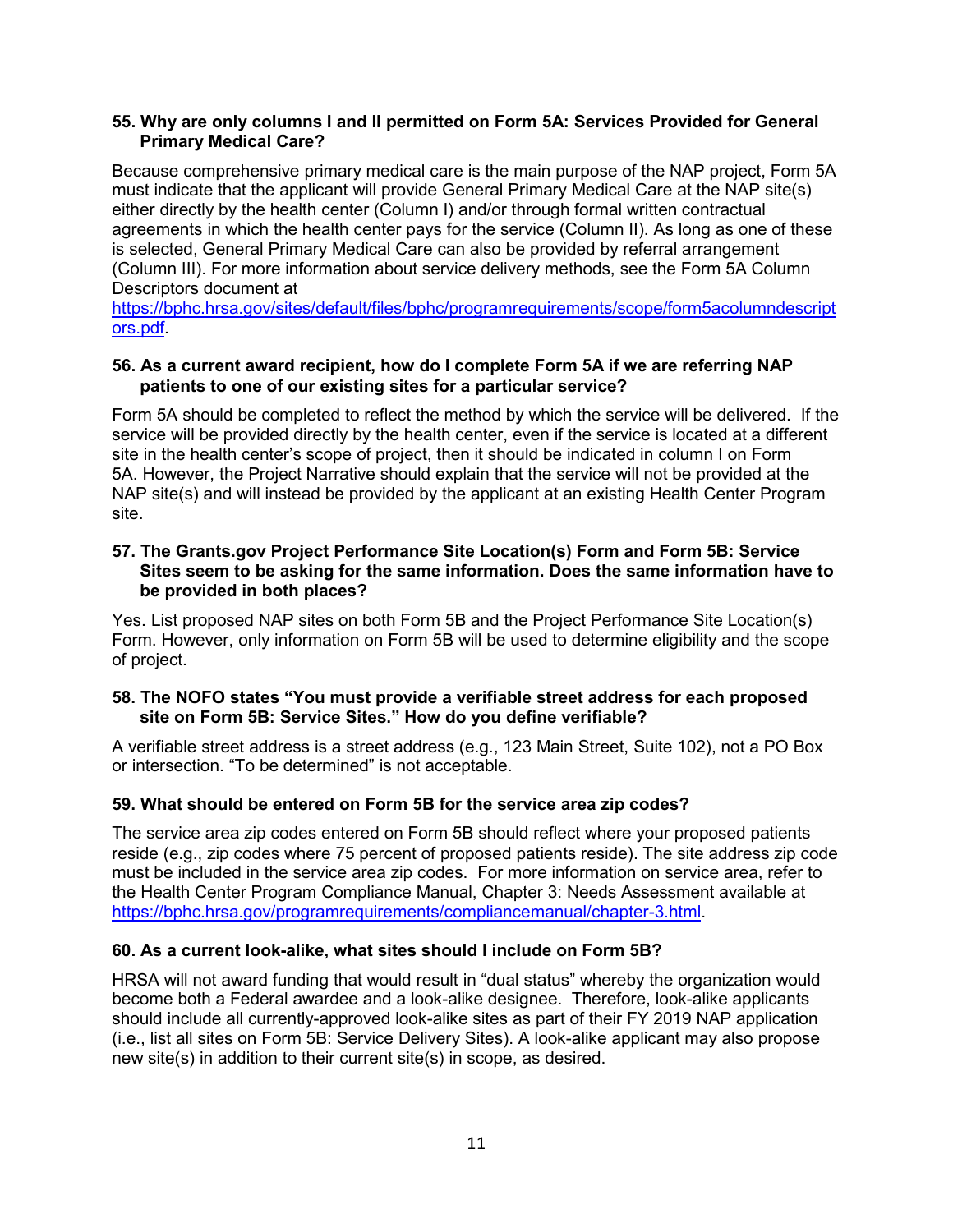**55. Why are only columns I and II permitted on Form 5A: Services Provided for General Primary Medical Care?**

Because comprehensive primary medical care is the main purpose of the NAP project, Form 5A must indicate that the applicant will provide General Primary Medical Care at the NAP site(s) either directly by the health center (Column I) and/or through formal written contractual agreements in which the health center pays for the service (Column II). As long as one of these is selected, General Primary Medical Care can also be provided by referral arrangement (Column III). For more information about service delivery methods, see the Form 5A Column Descriptors document at [https://bphc.hrsa.gov/sites/default/files/bphc/programrequirements/scope/form5acolumndescriptors.pdf](https://bphc.hrsa.gov/sites/default/files/bphc/programrequirements/scope/form5acolumndescriptors.pdf).

**56. As a current award recipient, how do I complete Form 5A if we are referring NAP patients to one of our existing sites for a particular service?**

Form 5A should be completed to reflect the method by which the service will be delivered. If the service will be provided directly by the health center, even if the service is located at a different site in the health center's scope of project, then it should be indicated in column I on Form 5A. However, the Project Narrative should explain that the service will not be provided at the NAP site(s) and will instead be provided by the applicant at an existing Health Center Program site.

**57. The Grants.gov Project Performance Site Location(s) Form and Form 5B: Service Sites seem to be asking for the same information. Does the same information have to be provided in both places?**

Yes. List proposed NAP sites on both Form 5B and the Project Performance Site Location(s) Form. However, only information on Form 5B will be used to determine eligibility and the scope of project.

**58. The NOFO states "You must provide a verifiable street address for each proposed site on Form 5B: Service Sites." How do you define verifiable?**

A verifiable street address is a street address (e.g., 123 Main Street, Suite 102), not a PO Box or intersection. "To be determined" is not acceptable.

**59. What should be entered on Form 5B for the service area zip codes?**

The service area zip codes entered on Form 5B should reflect where your proposed patients reside (e.g., zip codes where 75 percent of proposed patients reside). The site address zip code must be included in the service area zip codes. For more information on service area, refer to the Health Center Program Compliance Manual, Chapter 3: Needs Assessment available at [https://bphc.hrsa.gov/programrequirements/compliancemanual/chapter-3.html](https://bphc.hrsa.gov/programrequirements/compliancemanual/chapter-3.html).

**60. As a current look-alike, what sites should I include on Form 5B?**

HRSA will not award funding that would result in "dual status" whereby the organization would become both a Federal awardee and a look-alike designee. Therefore, look-alike applicants should include all currently-approved look-alike sites as part of their FY 2019 NAP application (i.e., list all sites on Form 5B: Service Delivery Sites). A look-alike applicant may also propose new site(s) in addition to their current site(s) in scope, as desired.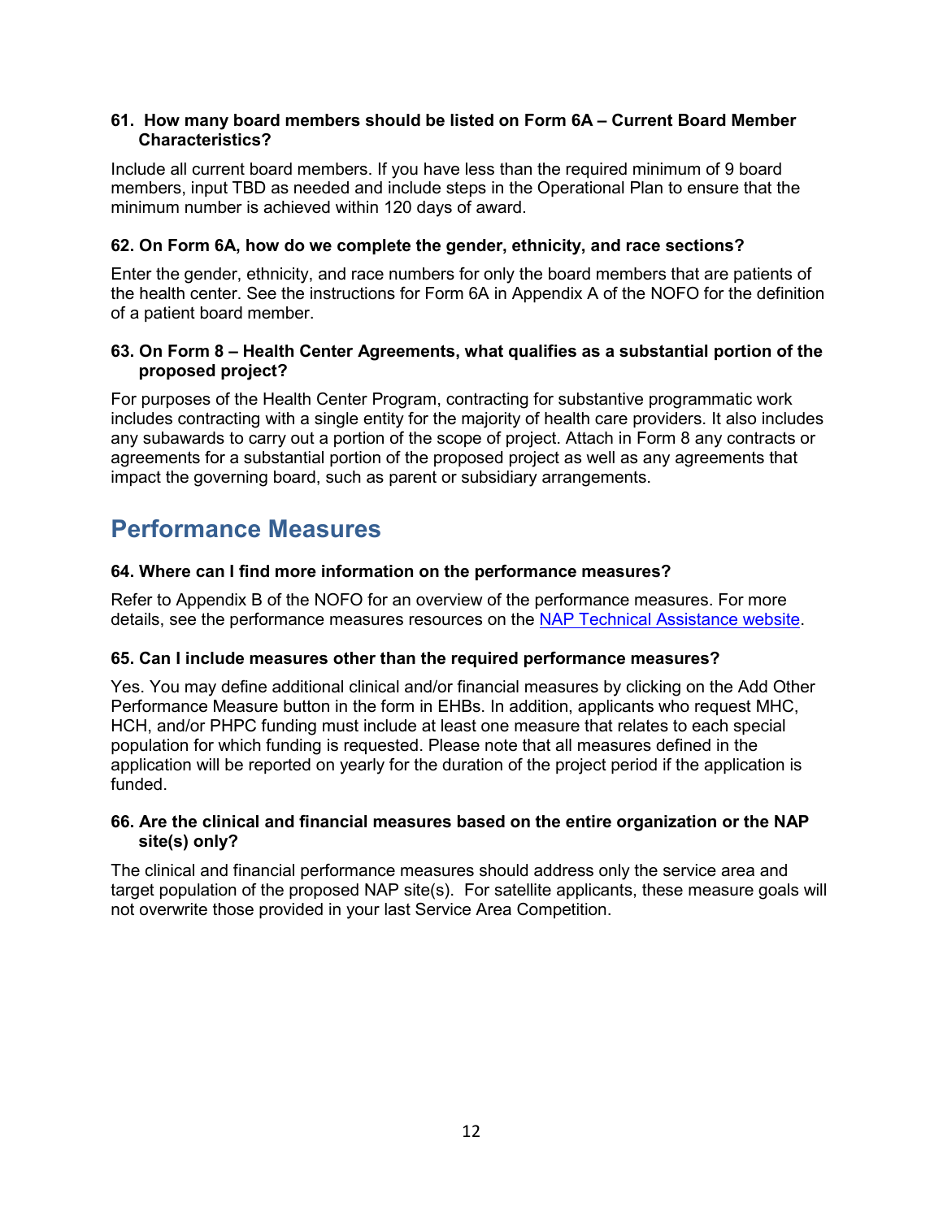**61. How many board members should be listed on Form 6A – Current Board Member Characteristics?**

Include all current board members. If you have less than the required minimum of 9 board members, input TBD as needed and include steps in the Operational Plan to ensure that the minimum number is achieved within 120 days of award.

**62. On Form 6A, how do we complete the gender, ethnicity, and race sections?**

Enter the gender, ethnicity, and race numbers for only the board members that are patients of the health center. See the instructions for Form 6A in Appendix A of the NOFO for the definition of a patient board member.

**63. On Form 8 – Health Center Agreements, what qualifies as a substantial portion of the proposed project?**

For purposes of the Health Center Program, contracting for substantive programmatic work includes contracting with a single entity for the majority of health care providers. It also includes any subawards to carry out a portion of the scope of project. Attach in Form 8 any contracts or agreements for a substantial portion of the proposed project as well as any agreements that impact the governing board, such as parent or subsidiary arrangements.

## Performance Measures

**64. Where can I find more information on the performance measures?**

Refer to Appendix B of the NOFO for an overview of the performance measures. For more details, see the performance measures resources on the [NAP Technical Assistance website](NAP Technical Assistance website).

**65. Can I include measures other than the required performance measures?**

Yes. You may define additional clinical and/or financial measures by clicking on the Add Other Performance Measure button in the form in EHBs. In addition, applicants who request MHC, HCH, and/or PHPC funding must include at least one measure that relates to each special population for which funding is requested. Please note that all measures defined in the application will be reported on yearly for the duration of the project period if the application is funded.

**66. Are the clinical and financial measures based on the entire organization or the NAP site(s) only?**

The clinical and financial performance measures should address only the service area and target population of the proposed NAP site(s). For satellite applicants, these measure goals will not overwrite those provided in your last Service Area Competition.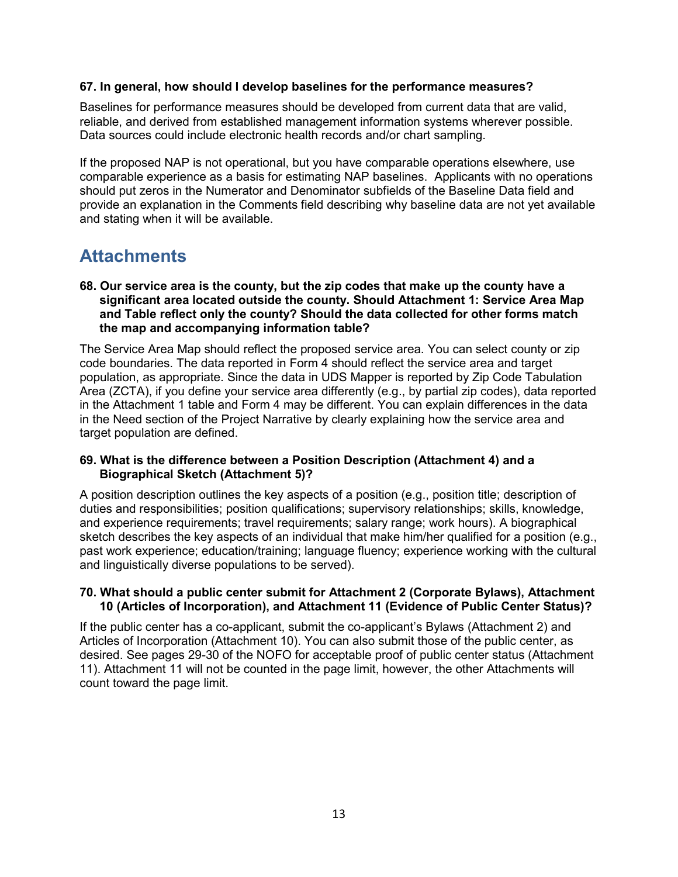**67. In general, how should I develop baselines for the performance measures?**

Baselines for performance measures should be developed from current data that are valid, reliable, and derived from established management information systems wherever possible. Data sources could include electronic health records and/or chart sampling.

If the proposed NAP is not operational, but you have comparable operations elsewhere, use comparable experience as a basis for estimating NAP baselines. Applicants with no operations should put zeros in the Numerator and Denominator subfields of the Baseline Data field and provide an explanation in the Comments field describing why baseline data are not yet available and stating when it will be available.

## Attachments

**68. Our service area is the county, but the zip codes that make up the county have a significant area located outside the county. Should Attachment 1: Service Area Map and Table reflect only the county? Should the data collected for other forms match the map and accompanying information table?**

The Service Area Map should reflect the proposed service area. You can select county or zip code boundaries. The data reported in Form 4 should reflect the service area and target population, as appropriate. Since the data in UDS Mapper is reported by Zip Code Tabulation Area (ZCTA), if you define your service area differently (e.g., by partial zip codes), data reported in the Attachment 1 table and Form 4 may be different. You can explain differences in the data in the Need section of the Project Narrative by clearly explaining how the service area and target population are defined.

**69. What is the difference between a Position Description (Attachment 4) and a Biographical Sketch (Attachment 5)?**

A position description outlines the key aspects of a position (e.g., position title; description of duties and responsibilities; position qualifications; supervisory relationships; skills, knowledge, and experience requirements; travel requirements; salary range; work hours). A biographical sketch describes the key aspects of an individual that make him/her qualified for a position (e.g., past work experience; education/training; language fluency; experience working with the cultural and linguistically diverse populations to be served).

**70. What should a public center submit for Attachment 2 (Corporate Bylaws), Attachment 10 (Articles of Incorporation), and Attachment 11 (Evidence of Public Center Status)?**

If the public center has a co-applicant, submit the co-applicant's Bylaws (Attachment 2) and Articles of Incorporation (Attachment 10). You can also submit those of the public center, as desired. See pages 29-30 of the NOFO for acceptable proof of public center status (Attachment 11). Attachment 11 will not be counted in the page limit, however, the other Attachments will count toward the page limit.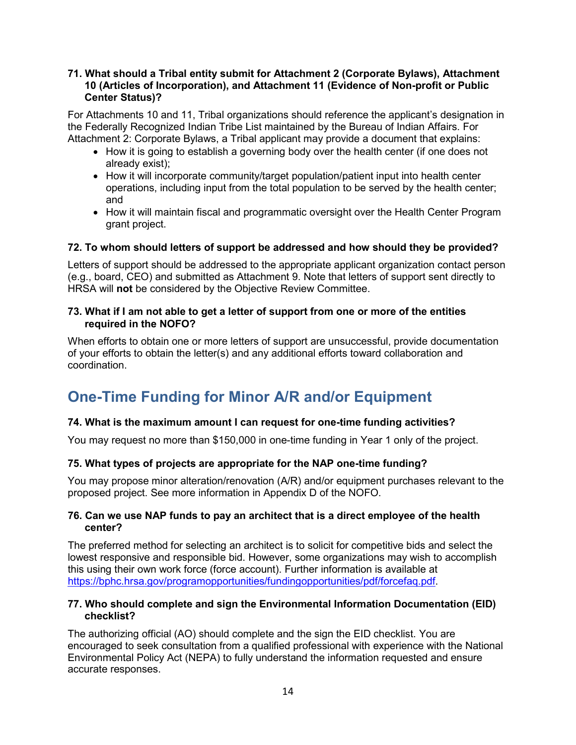**71. What should a Tribal entity submit for Attachment 2 (Corporate Bylaws), Attachment 10 (Articles of Incorporation), and Attachment 11 (Evidence of Non-profit or Public Center Status)?**

For Attachments 10 and 11, Tribal organizations should reference the applicant's designation in the Federally Recognized Indian Tribe List maintained by the Bureau of Indian Affairs. For Attachment 2: Corporate Bylaws, a Tribal applicant may provide a document that explains:

- How it is going to establish a governing body over the health center (if one does not already exist);
- How it will incorporate community/target population/patient input into health center operations, including input from the total population to be served by the health center; and
- How it will maintain fiscal and programmatic oversight over the Health Center Program grant project.

**72. To whom should letters of support be addressed and how should they be provided?**

Letters of support should be addressed to the appropriate applicant organization contact person (e.g., board, CEO) and submitted as Attachment 9. Note that letters of support sent directly to HRSA will **not** be considered by the Objective Review Committee.

**73. What if I am not able to get a letter of support from one or more of the entities required in the NOFO?**

When efforts to obtain one or more letters of support are unsuccessful, provide documentation of your efforts to obtain the letter(s) and any additional efforts toward collaboration and coordination.

## One-Time Funding for Minor A/R and/or Equipment

**74. What is the maximum amount I can request for one-time funding activities?**

You may request no more than $150,000 in one-time funding in Year 1 only of the project.

**75. What types of projects are appropriate for the NAP one-time funding?**

You may propose minor alteration/renovation (A/R) and/or equipment purchases relevant to the proposed project. See more information in Appendix D of the NOFO.

**76. Can we use NAP funds to pay an architect that is a direct employee of the health center?**

The preferred method for selecting an architect is to solicit for competitive bids and select the lowest responsive and responsible bid. However, some organizations may wish to accomplish this using their own work force (force account). Further information is available at https://bphc.hrsa.gov/programopportunities/fundingopportunities/pdf/forcefaq.pdf.

**77. Who should complete and sign the Environmental Information Documentation (EID) checklist?**

The authorizing official (AO) should complete and the sign the EID checklist. You are encouraged to seek consultation from a qualified professional with experience with the National Environmental Policy Act (NEPA) to fully understand the information requested and ensure accurate responses.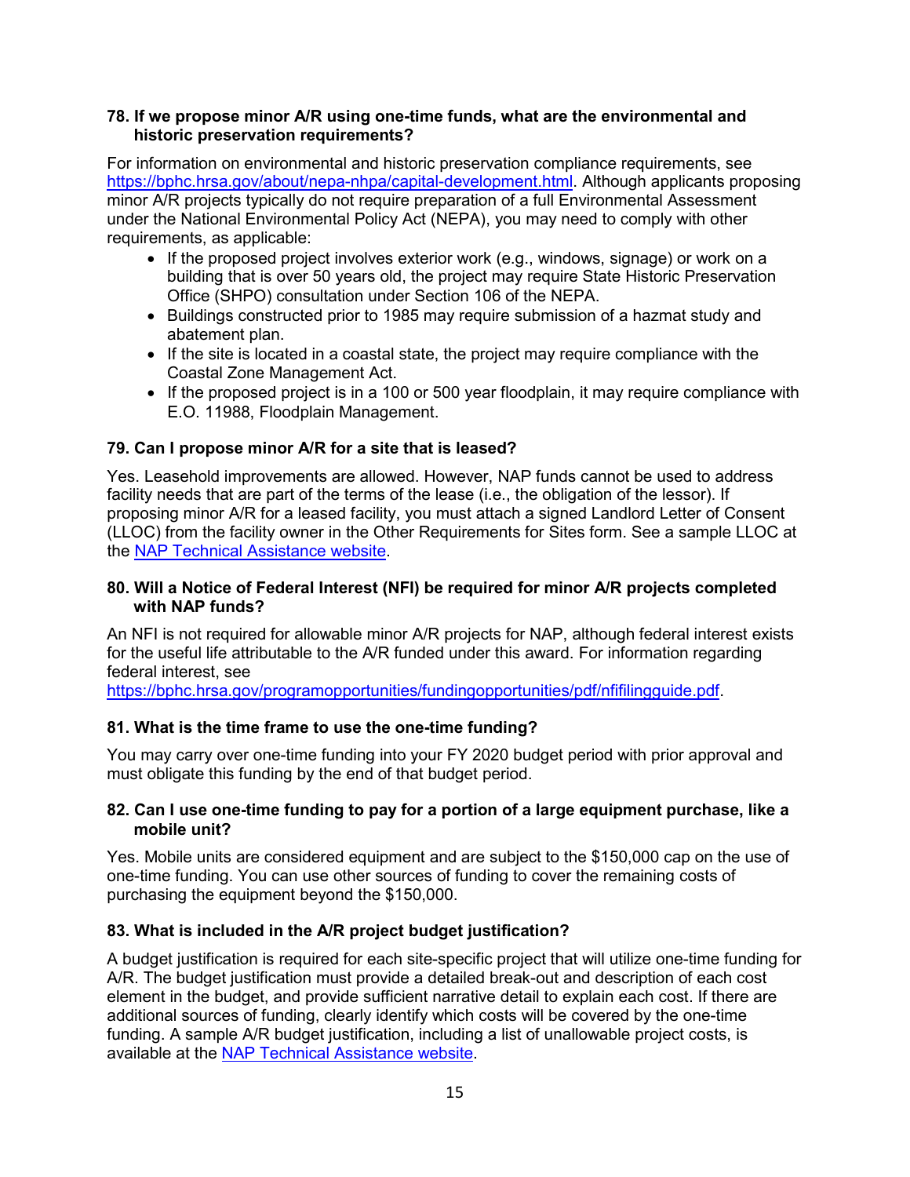### 78. If we propose minor A/R using one-time funds, what are the environmental and historic preservation requirements?

For information on environmental and historic preservation compliance requirements, see [https://bphc.hrsa.gov/about/nepa-nhpa/capital-development.html](https://bphc.hrsa.gov/about/nepa-nhpa/capital-development.html). Although applicants proposing minor A/R projects typically do not require preparation of a full Environmental Assessment under the National Environmental Policy Act (NEPA), you may need to comply with other requirements, as applicable:

- If the proposed project involves exterior work (e.g., windows, signage) or work on a building that is over 50 years old, the project may require State Historic Preservation Office (SHPO) consultation under Section 106 of the NEPA.
- Buildings constructed prior to 1985 may require submission of a hazmat study and abatement plan.
- If the site is located in a coastal state, the project may require compliance with the Coastal Zone Management Act.
- If the proposed project is in a 100 or 500 year floodplain, it may require compliance with E.O. 11988, Floodplain Management.

### 79. Can I propose minor A/R for a site that is leased?

Yes. Leasehold improvements are allowed. However, NAP funds cannot be used to address facility needs that are part of the terms of the lease (i.e., the obligation of the lessor). If proposing minor A/R for a leased facility, you must attach a signed Landlord Letter of Consent (LLOC) from the facility owner in the Other Requirements for Sites form. See a sample LLOC at the NAP Technical Assistance website.

### 80. Will a Notice of Federal Interest (NFI) be required for minor A/R projects completed with NAP funds?

An NFI is not required for allowable minor A/R projects for NAP, although federal interest exists for the useful life attributable to the A/R funded under this award. For information regarding federal interest, see [https://bphc.hrsa.gov/programopportunities/fundingopportunities/pdf/nfifilingguide.pdf](https://bphc.hrsa.gov/programopportunities/fundingopportunities/pdf/nfifilingguide.pdf).

### 81. What is the time frame to use the one-time funding?

You may carry over one-time funding into your FY 2020 budget period with prior approval and must obligate this funding by the end of that budget period.

### 82. Can I use one-time funding to pay for a portion of a large equipment purchase, like a mobile unit?

Yes. Mobile units are considered equipment and are subject to the $150,000 cap on the use of one-time funding. You can use other sources of funding to cover the remaining costs of purchasing the equipment beyond the $150,000.

### 83. What is included in the A/R project budget justification?

A budget justification is required for each site-specific project that will utilize one-time funding for A/R. The budget justification must provide a detailed break-out and description of each cost element in the budget, and provide sufficient narrative detail to explain each cost. If there are additional sources of funding, clearly identify which costs will be covered by the one-time funding. A sample A/R budget justification, including a list of unallowable project costs, is available at the NAP Technical Assistance website.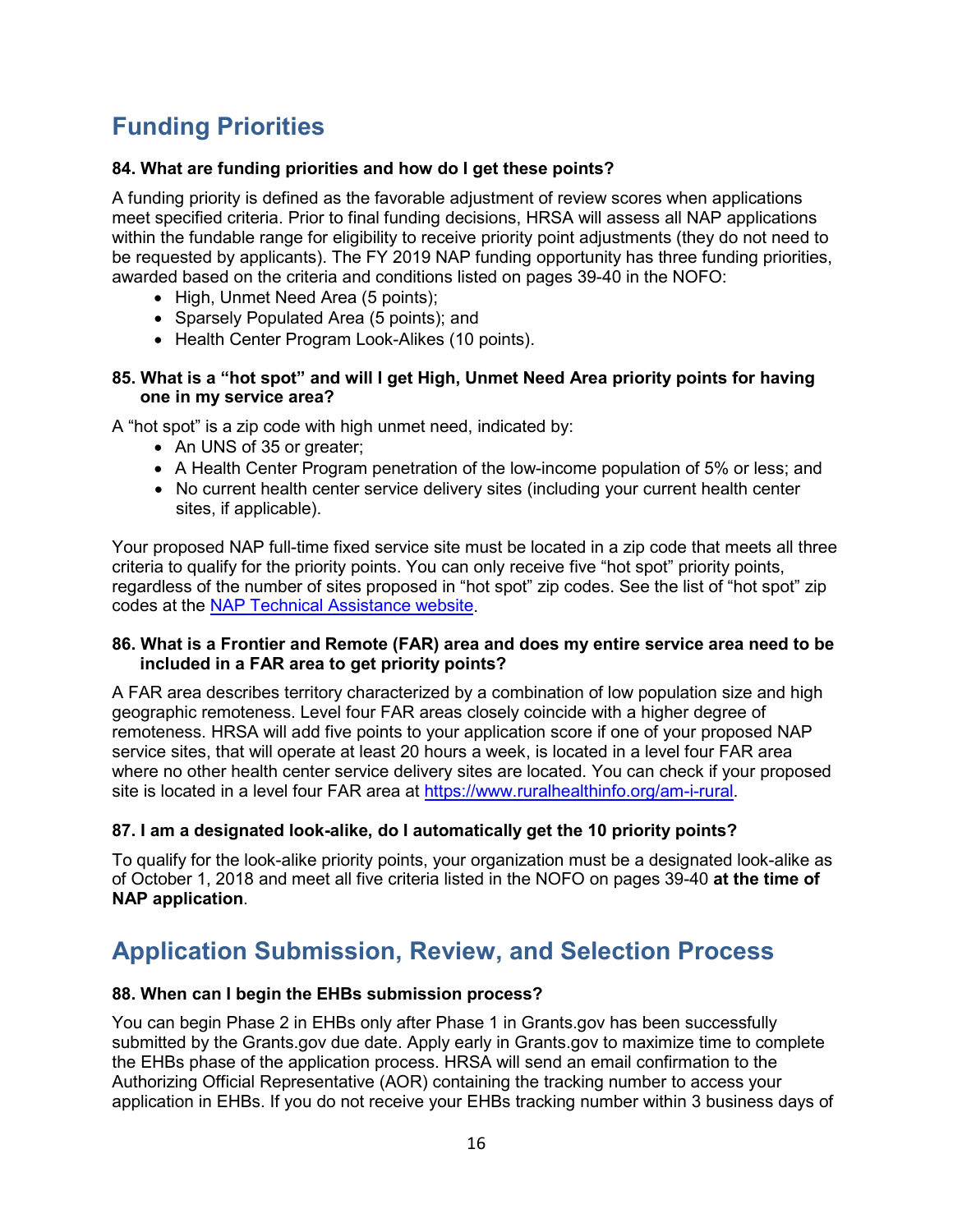## Funding Priorities

### 84. What are funding priorities and how do I get these points?

A funding priority is defined as the favorable adjustment of review scores when applications meet specified criteria. Prior to final funding decisions, HRSA will assess all NAP applications within the fundable range for eligibility to receive priority point adjustments (they do not need to be requested by applicants). The FY 2019 NAP funding opportunity has three funding priorities, awarded based on the criteria and conditions listed on pages 39-40 in the NOFO:

- High, Unmet Need Area (5 points);
- Sparsely Populated Area (5 points); and
- Health Center Program Look-Alikes (10 points).

### 85. What is a "hot spot" and will I get High, Unmet Need Area priority points for having one in my service area?

A "hot spot" is a zip code with high unmet need, indicated by:

- An UNS of 35 or greater;
- A Health Center Program penetration of the low-income population of 5% or less; and
- No current health center service delivery sites (including your current health center sites, if applicable).

Your proposed NAP full-time fixed service site must be located in a zip code that meets all three criteria to qualify for the priority points. You can only receive five "hot spot" priority points, regardless of the number of sites proposed in "hot spot" zip codes. See the list of "hot spot" zip codes at the [NAP Technical Assistance website](NAP Technical Assistance website).

### 86. What is a Frontier and Remote (FAR) area and does my entire service area need to be included in a FAR area to get priority points?

A FAR area describes territory characterized by a combination of low population size and high geographic remoteness. Level four FAR areas closely coincide with a higher degree of remoteness. HRSA will add five points to your application score if one of your proposed NAP service sites, that will operate at least 20 hours a week, is located in a level four FAR area where no other health center service delivery sites are located. You can check if your proposed site is located in a level four FAR area at https://www.ruralhealthinfo.org/am-i-rural.

### 87. I am a designated look-alike, do I automatically get the 10 priority points?

To qualify for the look-alike priority points, your organization must be a designated look-alike as of October 1, 2018 and meet all five criteria listed in the NOFO on pages 39-40 **at the time of NAP application**.

## Application Submission, Review, and Selection Process

### 88. When can I begin the EHBs submission process?

You can begin Phase 2 in EHBs only after Phase 1 in Grants.gov has been successfully submitted by the Grants.gov due date. Apply early in Grants.gov to maximize time to complete the EHBs phase of the application process. HRSA will send an email confirmation to the Authorizing Official Representative (AOR) containing the tracking number to access your application in EHBs. If you do not receive your EHBs tracking number within 3 business days of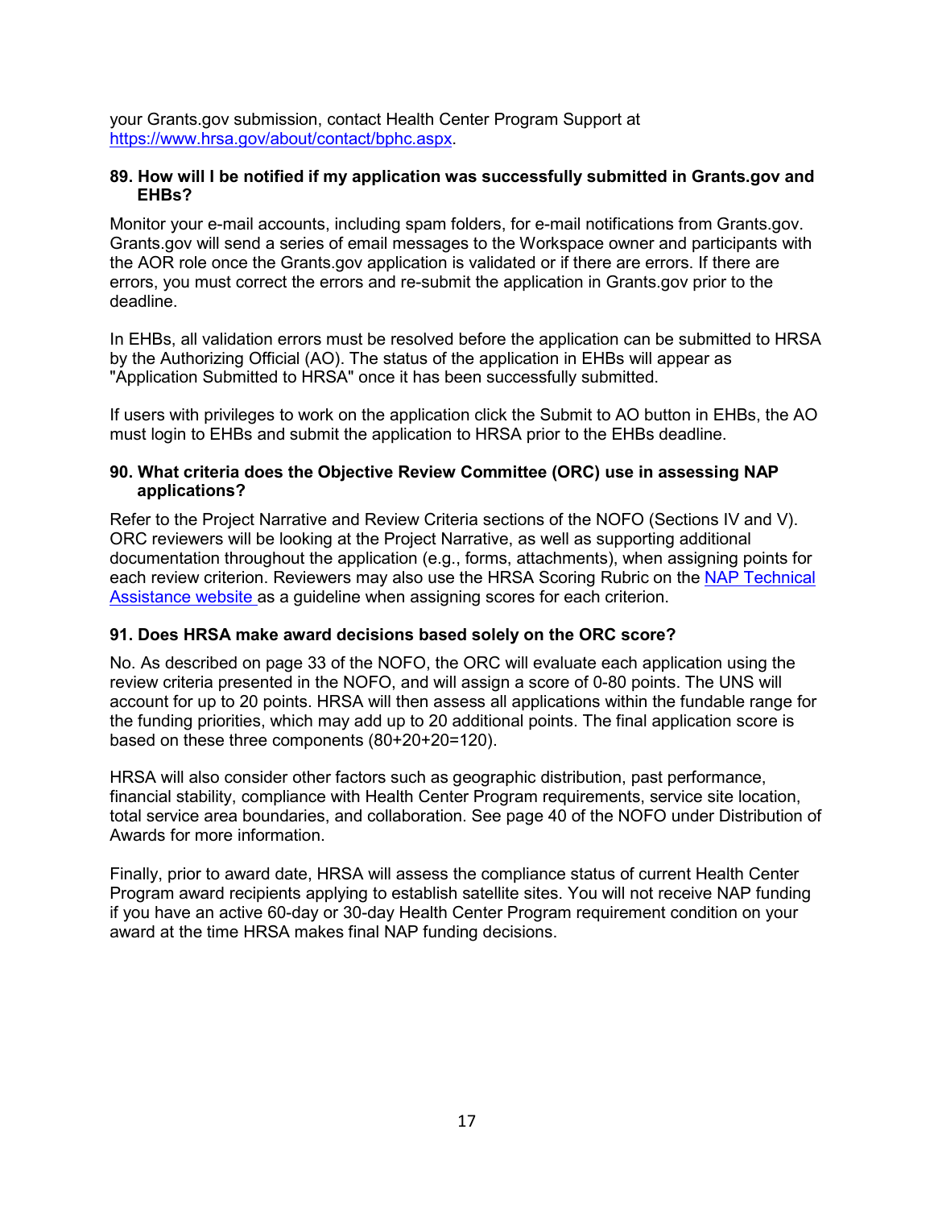your Grants.gov submission, contact Health Center Program Support at [https://www.hrsa.gov/about/contact/bphc.aspx](https://www.hrsa.gov/about/contact/bphc.aspx).

**89. How will I be notified if my application was successfully submitted in Grants.gov and EHBs?**

Monitor your e-mail accounts, including spam folders, for e-mail notifications from Grants.gov. Grants.gov will send a series of email messages to the Workspace owner and participants with the AOR role once the Grants.gov application is validated or if there are errors. If there are errors, you must correct the errors and re-submit the application in Grants.gov prior to the deadline.

In EHBs, all validation errors must be resolved before the application can be submitted to HRSA by the Authorizing Official (AO). The status of the application in EHBs will appear as "Application Submitted to HRSA" once it has been successfully submitted.

If users with privileges to work on the application click the Submit to AO button in EHBs, the AO must login to EHBs and submit the application to HRSA prior to the EHBs deadline.

**90. What criteria does the Objective Review Committee (ORC) use in assessing NAP applications?**

Refer to the Project Narrative and Review Criteria sections of the NOFO (Sections IV and V). ORC reviewers will be looking at the Project Narrative, as well as supporting additional documentation throughout the application (e.g., forms, attachments), when assigning points for each review criterion. Reviewers may also use the HRSA Scoring Rubric on the NAP Technical Assistance website as a guideline when assigning scores for each criterion.

**91. Does HRSA make award decisions based solely on the ORC score?**

No. As described on page 33 of the NOFO, the ORC will evaluate each application using the review criteria presented in the NOFO, and will assign a score of 0-80 points. The UNS will account for up to 20 points. HRSA will then assess all applications within the fundable range for the funding priorities, which may add up to 20 additional points. The final application score is based on these three components (80+20+20=120).

HRSA will also consider other factors such as geographic distribution, past performance, financial stability, compliance with Health Center Program requirements, service site location, total service area boundaries, and collaboration. See page 40 of the NOFO under Distribution of Awards for more information.

Finally, prior to award date, HRSA will assess the compliance status of current Health Center Program award recipients applying to establish satellite sites. You will not receive NAP funding if you have an active 60-day or 30-day Health Center Program requirement condition on your award at the time HRSA makes final NAP funding decisions.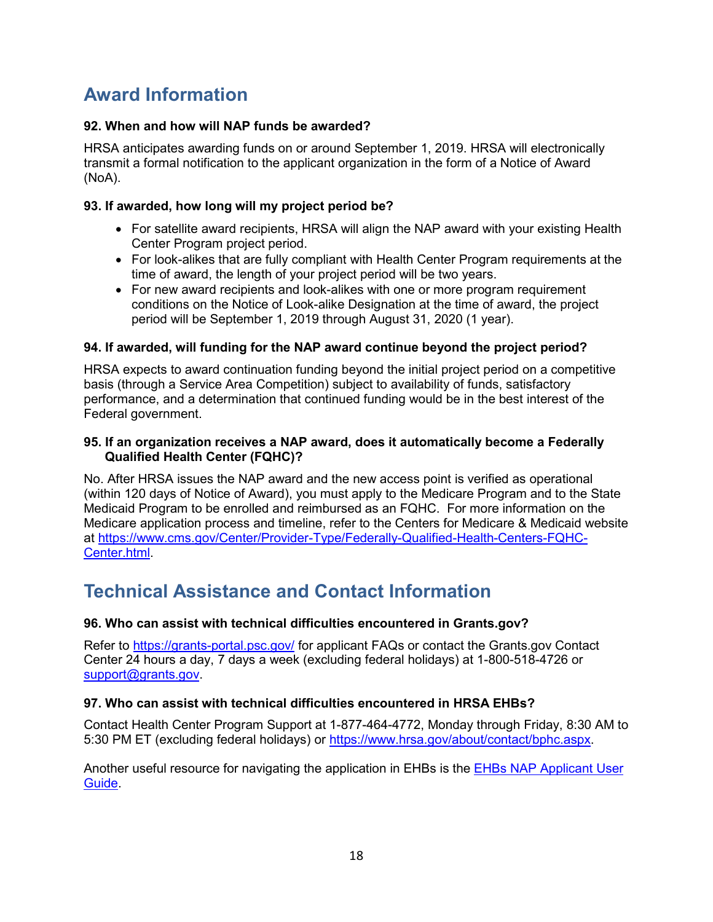## Award Information

**92. When and how will NAP funds be awarded?**

HRSA anticipates awarding funds on or around September 1, 2019. HRSA will electronically transmit a formal notification to the applicant organization in the form of a Notice of Award (NoA).

**93. If awarded, how long will my project period be?**

- For satellite award recipients, HRSA will align the NAP award with your existing Health Center Program project period.
- For look-alikes that are fully compliant with Health Center Program requirements at the time of award, the length of your project period will be two years.
- For new award recipients and look-alikes with one or more program requirement conditions on the Notice of Look-alike Designation at the time of award, the project period will be September 1, 2019 through August 31, 2020 (1 year).

**94. If awarded, will funding for the NAP award continue beyond the project period?**

HRSA expects to award continuation funding beyond the initial project period on a competitive basis (through a Service Area Competition) subject to availability of funds, satisfactory performance, and a determination that continued funding would be in the best interest of the Federal government.

**95. If an organization receives a NAP award, does it automatically become a Federally Qualified Health Center (FQHC)?**

No. After HRSA issues the NAP award and the new access point is verified as operational (within 120 days of Notice of Award), you must apply to the Medicare Program and to the State Medicaid Program to be enrolled and reimbursed as an FQHC. For more information on the Medicare application process and timeline, refer to the Centers for Medicare & Medicaid website at [https://www.cms.gov/Center/Provider-Type/Federally-Qualified-Health-Centers-FQHC-Center.html](https://www.cms.gov/Center/Provider-Type/Federally-Qualified-Health-Centers-FQHC-Center.html).

## Technical Assistance and Contact Information

**96. Who can assist with technical difficulties encountered in Grants.gov?**

Refer to [https://grants-portal.psc.gov/](https://grants-portal.psc.gov/) for applicant FAQs or contact the Grants.gov Contact Center 24 hours a day, 7 days a week (excluding federal holidays) at 1-800-518-4726 or [support@grants.gov](mailto:support@grants.gov).

**97. Who can assist with technical difficulties encountered in HRSA EHBs?**

Contact Health Center Program Support at 1-877-464-4772, Monday through Friday, 8:30 AM to 5:30 PM ET (excluding federal holidays) or [https://www.hrsa.gov/about/contact/bphc.aspx](https://www.hrsa.gov/about/contact/bphc.aspx).

Another useful resource for navigating the application in EHBs is the EHBs NAP Applicant User Guide.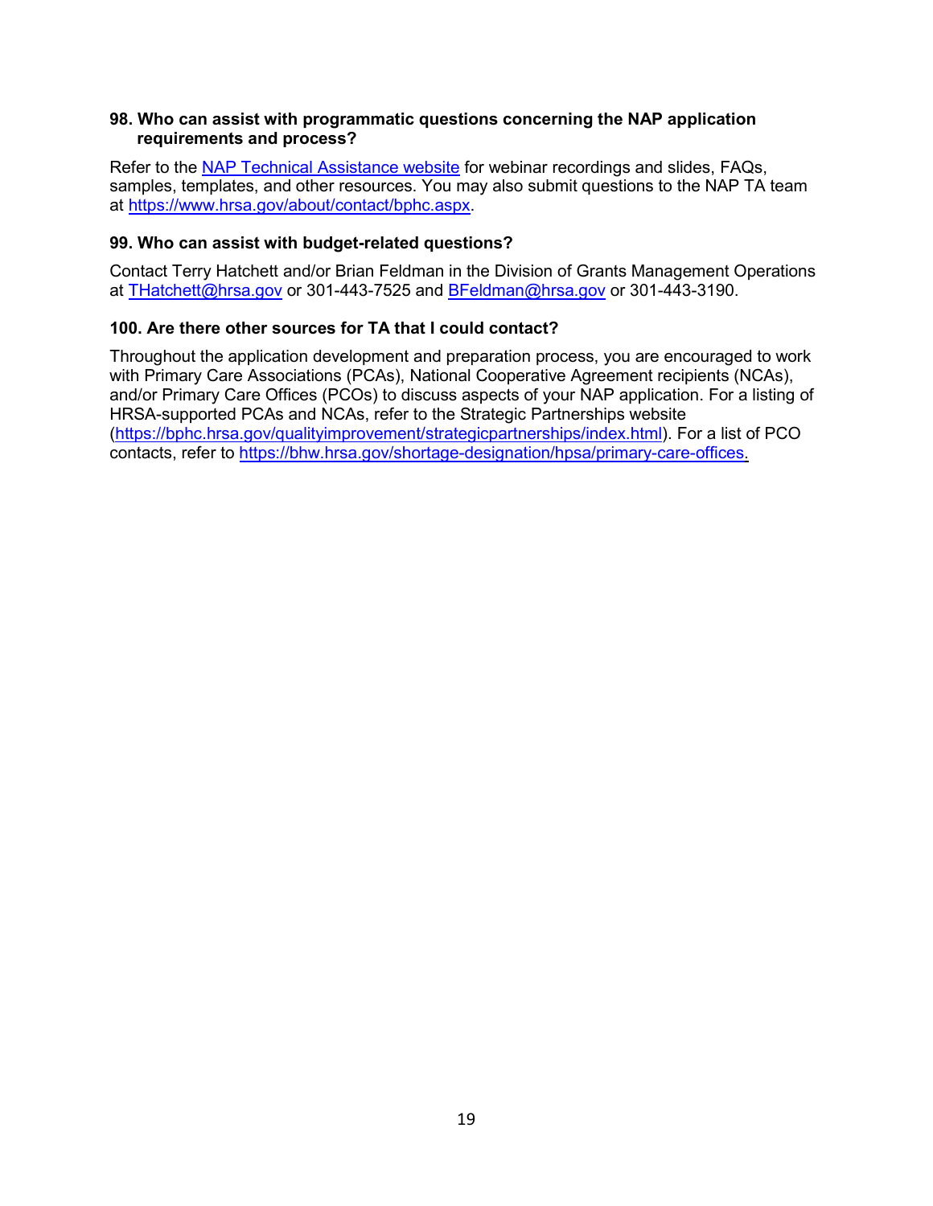**98. Who can assist with programmatic questions concerning the NAP application requirements and process?**

Refer to the NAP Technical Assistance website for webinar recordings and slides, FAQs, samples, templates, and other resources. You may also submit questions to the NAP TA team at https://www.hrsa.gov/about/contact/bphc.aspx.

**99. Who can assist with budget-related questions?**

Contact Terry Hatchett and/or Brian Feldman in the Division of Grants Management Operations at THatchett@hrsa.gov or 301-443-7525 and BFeldman@hrsa.gov or 301-443-3190.

**100. Are there other sources for TA that I could contact?**

Throughout the application development and preparation process, you are encouraged to work with Primary Care Associations (PCAs), National Cooperative Agreement recipients (NCAs), and/or Primary Care Offices (PCOs) to discuss aspects of your NAP application. For a listing of HRSA-supported PCAs and NCAs, refer to the Strategic Partnerships website (https://bphc.hrsa.gov/qualityimprovement/strategicpartnerships/index.html). For a list of PCO contacts, refer to https://bhw.hrsa.gov/shortage-designation/hpsa/primary-care-offices.